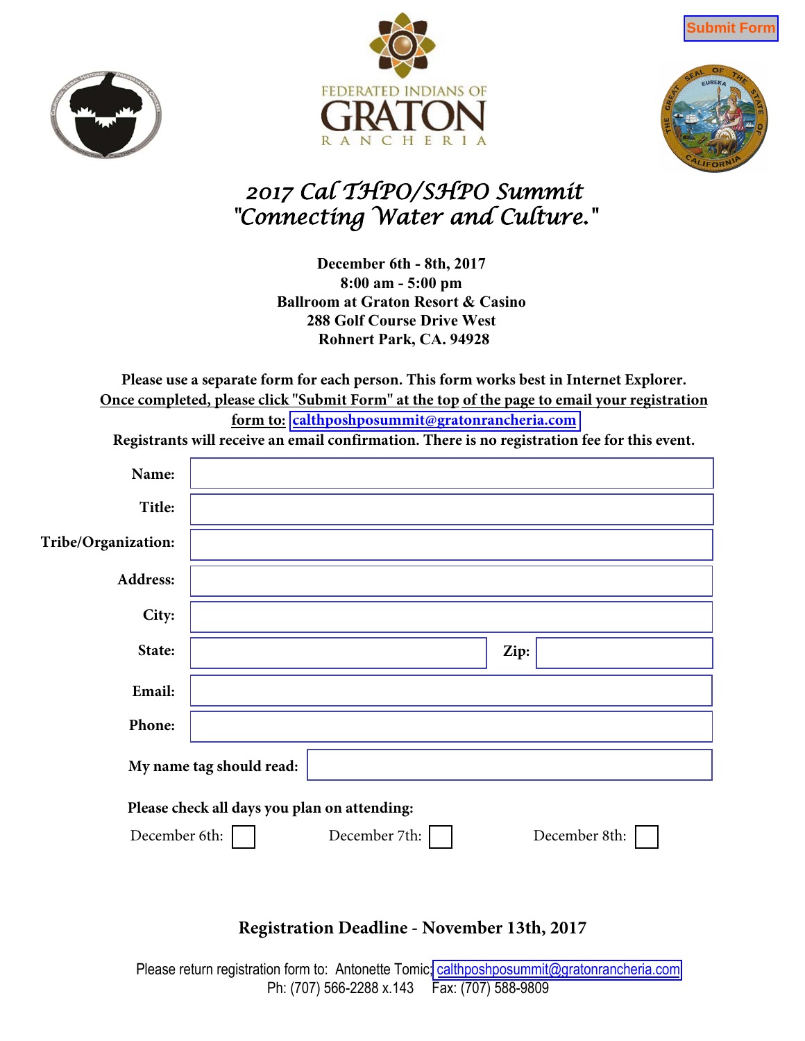Submit Form

FEDERATED INDIANS OF GRATON RANCHERIA

# 2017 Cal THPO/SHPO Summit
# "Connecting Water and Culture."

**December 6th - 8th, 2017**
**8:00 am - 5:00 pm**
**Ballroom at Graton Resort & Casino**
**288 Golf Course Drive West**
**Rohnert Park, CA. 94928**

**Please use a separate form for each person. This form works best in Internet Explorer.**
**Once completed, please click "Submit Form" at the top of the page to email your registration form to: calthposhposummit@gratonrancheria.com**
**Registrants will receive an email confirmation. There is no registration fee for this event.**

**Name:**

**Title:**

**Tribe/Organization:**

**Address:**

**City:**

**State:** **Zip:**

**Email:**

**Phone:**

**My name tag should read:**

**Please check all days you plan on attending:**

December 6th: ☐ December 7th: ☐ December 8th: ☐

**Registration Deadline - November 13th, 2017**

Please return registration form to: Antonette Tomic; calthposhposummit@gratonrancheria.com
Ph: (707) 566-2288 x.143 Fax: (707) 588-9809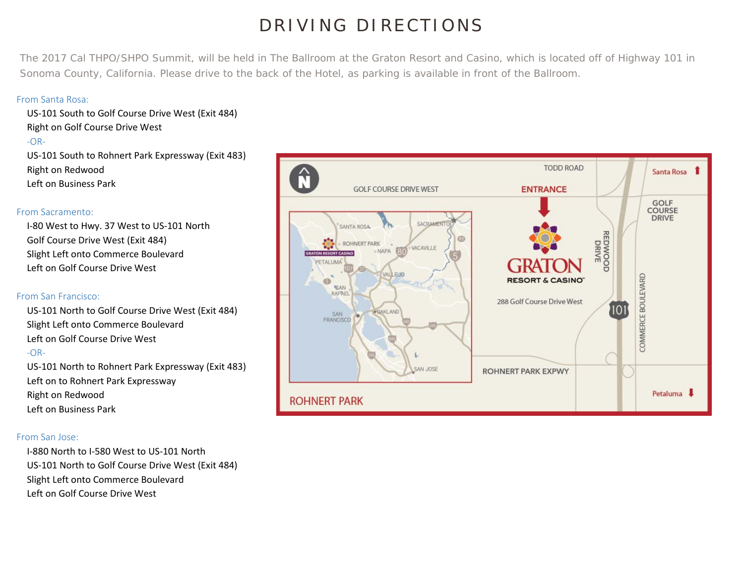# DRIVING DIRECTIONS

The 2017 Cal THPO/SHPO Summit, will be held in The Ballroom at the Graton Resort and Casino, which is located off of Highway 101 in Sonoma County, California. Please drive to the back of the Hotel, as parking is available in front of the Ballroom.

From Santa Rosa:

US-101 South to Golf Course Drive West (Exit 484)
Right on Golf Course Drive West
-OR-
US-101 South to Rohnert Park Expressway (Exit 483)
Right on Redwood
Left on Business Park

From Sacramento:

I-80 West to Hwy. 37 West to US-101 North
Golf Course Drive West (Exit 484)
Slight Left onto Commerce Boulevard
Left on Golf Course Drive West

From San Francisco:

US-101 North to Golf Course Drive West (Exit 484)
Slight Left onto Commerce Boulevard
Left on Golf Course Drive West
-OR-
US-101 North to Rohnert Park Expressway (Exit 483)
Left on to Rohnert Park Expressway
Right on Redwood
Left on Business Park

From San Jose:

I-880 North to I-580 West to US-101 North
US-101 North to Golf Course Drive West (Exit 484)
Slight Left onto Commerce Boulevard
Left on Golf Course Drive West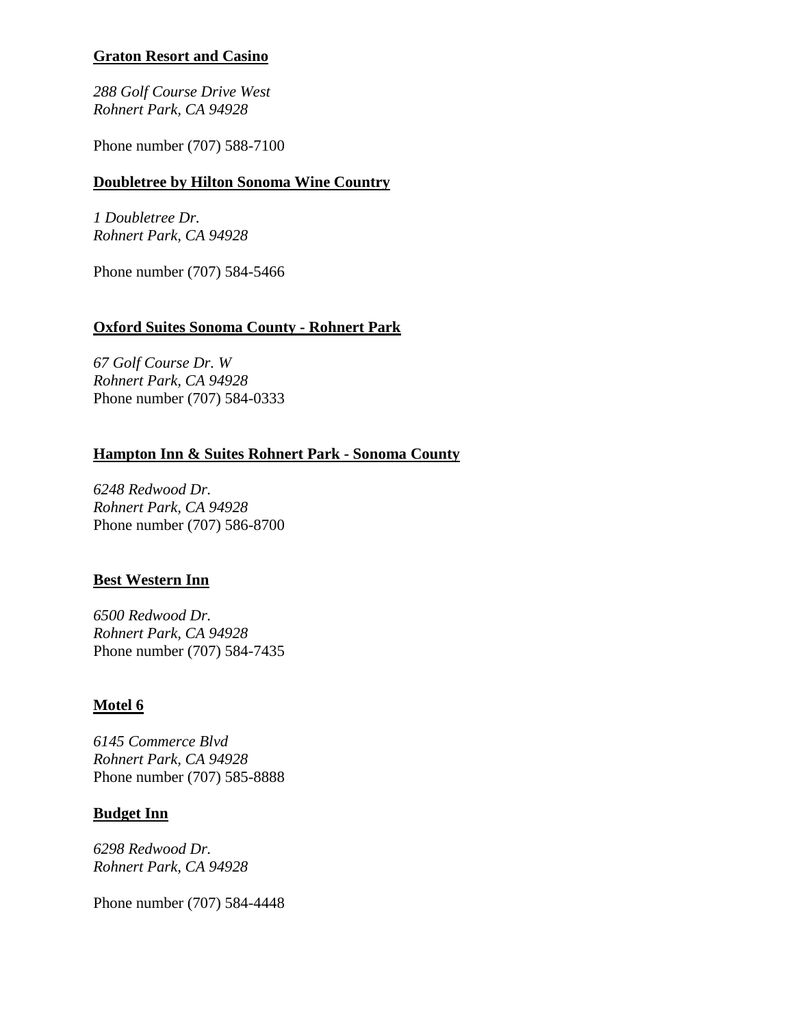**<u>Graton Resort and Casino</u>**

*288 Golf Course Drive West*
*Rohnert Park, CA 94928*

Phone number (707) 588-7100

**<u>Doubletree by Hilton Sonoma Wine Country</u>**

*1 Doubletree Dr.*
*Rohnert Park, CA 94928*

Phone number (707) 584-5466

**<u>Oxford Suites Sonoma County - Rohnert Park</u>**

*67 Golf Course Dr. W*
*Rohnert Park, CA 94928*
Phone number (707) 584-0333

**<u>Hampton Inn & Suites Rohnert Park - Sonoma County</u>**

*6248 Redwood Dr.*
*Rohnert Park, CA 94928*
Phone number (707) 586-8700

**<u>Best Western Inn</u>**

*6500 Redwood Dr.*
*Rohnert Park, CA 94928*
Phone number (707) 584-7435

**<u>Motel 6</u>**

*6145 Commerce Blvd*
*Rohnert Park, CA 94928*
Phone number (707) 585-8888

**<u>Budget Inn</u>**

*6298 Redwood Dr.*
*Rohnert Park, CA 94928*

Phone number (707) 584-4448